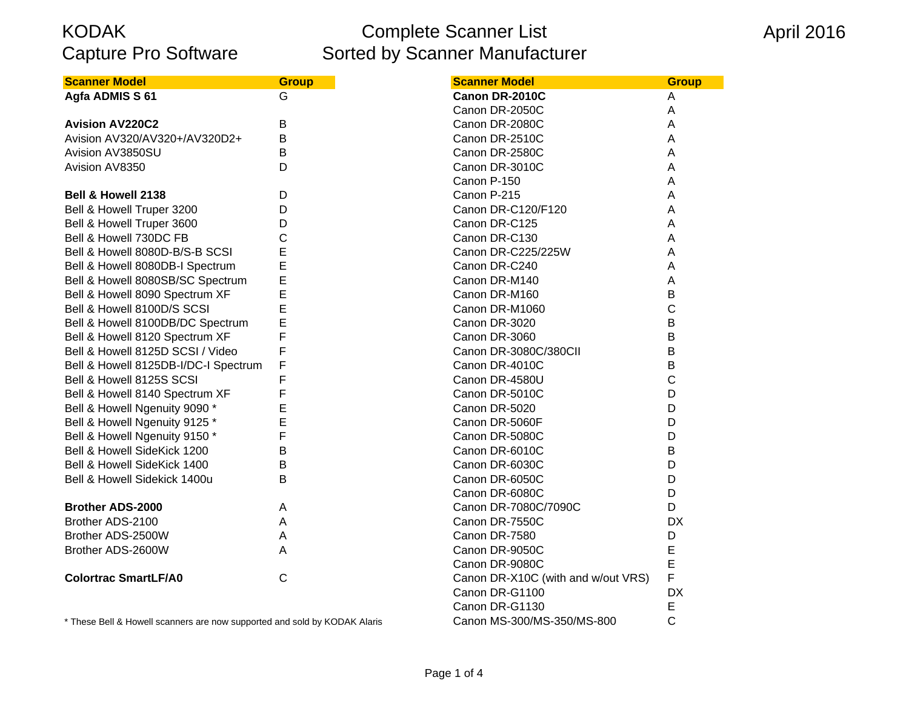# KODAK Capture Pro Software

## Complete Scanner List
## Sorted by Scanner Manufacturer

April 2016

| Scanner Model | Group |
|---|---|
| **Agfa ADMIS S 61** | G |
| | |
| **Avision AV220C2** | B |
| Avision AV320/AV320+/AV320D2+ | B |
| Avision AV3850SU | B |
| Avision AV8350 | D |
| | |
| **Bell & Howell 2138** | D |
| Bell & Howell Truper 3200 | D |
| Bell & Howell Truper 3600 | D |
| Bell & Howell 730DC FB | C |
| Bell & Howell 8080D-B/S-B SCSI | E |
| Bell & Howell 8080DB-I Spectrum | E |
| Bell & Howell 8080SB/SC Spectrum | E |
| Bell & Howell 8090 Spectrum XF | E |
| Bell & Howell 8100D/S SCSI | E |
| Bell & Howell 8100DB/DC Spectrum | E |
| Bell & Howell 8120 Spectrum XF | F |
| Bell & Howell 8125D SCSI / Video | F |
| Bell & Howell 8125DB-I/DC-I Spectrum | F |
| Bell & Howell 8125S SCSI | F |
| Bell & Howell 8140 Spectrum XF | F |
| Bell & Howell Ngenuity 9090 * | E |
| Bell & Howell Ngenuity 9125 * | E |
| Bell & Howell Ngenuity 9150 * | F |
| Bell & Howell SideKick 1200 | B |
| Bell & Howell SideKick 1400 | B |
| Bell & Howell Sidekick 1400u | B |
| | |
| **Brother ADS-2000** | A |
| Brother ADS-2100 | A |
| Brother ADS-2500W | A |
| Brother ADS-2600W | A |
| | |
| **Colortrac SmartLF/A0** | C |

\* These Bell & Howell scanners are now supported and sold by KODAK Alaris

| Scanner Model | Group |
|---|---|
| **Canon DR-2010C** | A |
| Canon DR-2050C | A |
| Canon DR-2080C | A |
| Canon DR-2510C | A |
| Canon DR-2580C | A |
| Canon DR-3010C | A |
| Canon P-150 | A |
| Canon P-215 | A |
| Canon DR-C120/F120 | A |
| Canon DR-C125 | A |
| Canon DR-C130 | A |
| Canon DR-C225/225W | A |
| Canon DR-C240 | A |
| Canon DR-M140 | A |
| Canon DR-M160 | B |
| Canon DR-M1060 | C |
| Canon DR-3020 | B |
| Canon DR-3060 | B |
| Canon DR-3080C/380CII | B |
| Canon DR-4010C | B |
| Canon DR-4580U | C |
| Canon DR-5010C | D |
| Canon DR-5020 | D |
| Canon DR-5060F | D |
| Canon DR-5080C | D |
| Canon DR-6010C | B |
| Canon DR-6030C | D |
| Canon DR-6050C | D |
| Canon DR-6080C | D |
| Canon DR-7080C/7090C | D |
| Canon DR-7550C | DX |
| Canon DR-7580 | D |
| Canon DR-9050C | E |
| Canon DR-9080C | E |
| Canon DR-X10C (with and w/out VRS) | F |
| Canon DR-G1100 | DX |
| Canon DR-G1130 | E |
| Canon MS-300/MS-350/MS-800 | C |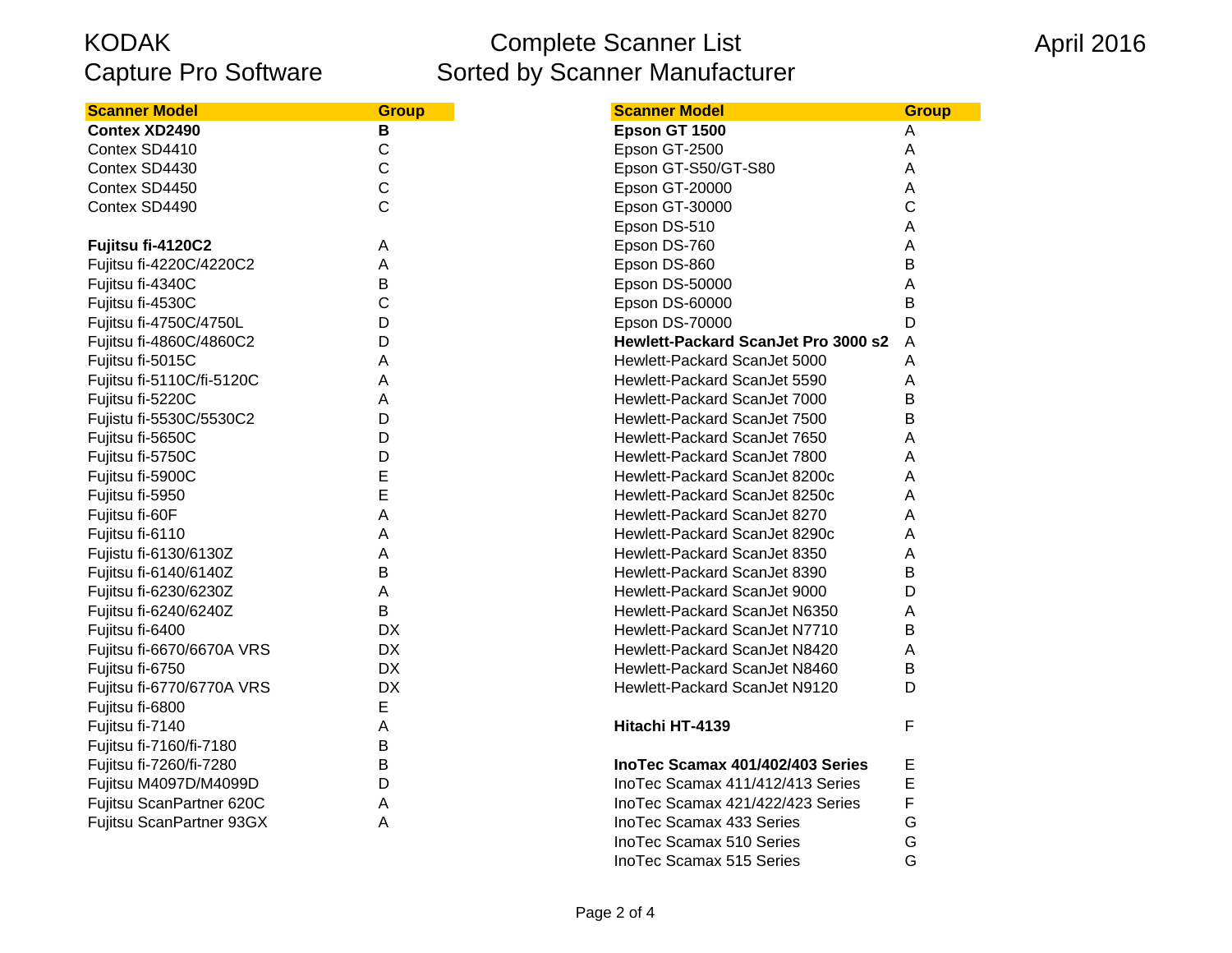KODAK
Capture Pro Software

Complete Scanner List
Sorted by Scanner Manufacturer

April 2016

| Scanner Model | Group |
|---|---|
| **Contex XD2490** | **B** |
| Contex SD4410 | C |
| Contex SD4430 | C |
| Contex SD4450 | C |
| Contex SD4490 | C |
| | |
| **Fujitsu fi-4120C2** | A |
| Fujitsu fi-4220C/4220C2 | A |
| Fujitsu fi-4340C | B |
| Fujitsu fi-4530C | C |
| Fujitsu fi-4750C/4750L | D |
| Fujitsu fi-4860C/4860C2 | D |
| Fujitsu fi-5015C | A |
| Fujitsu fi-5110C/fi-5120C | A |
| Fujitsu fi-5220C | A |
| Fujistu fi-5530C/5530C2 | D |
| Fujitsu fi-5650C | D |
| Fujitsu fi-5750C | D |
| Fujitsu fi-5900C | E |
| Fujitsu fi-5950 | E |
| Fujitsu fi-60F | A |
| Fujitsu fi-6110 | A |
| Fujistu fi-6130/6130Z | A |
| Fujistu fi-6140/6140Z | B |
| Fujistu fi-6230/6230Z | A |
| Fujitsu fi-6240/6240Z | B |
| Fujitsu fi-6400 | DX |
| Fujitsu fi-6670/6670A VRS | DX |
| Fujitsu fi-6750 | DX |
| Fujitsu fi-6770/6770A VRS | DX |
| Fujitsu fi-6800 | E |
| Fujitsu fi-7140 | A |
| Fujitsu fi-7160/fi-7180 | B |
| Fujitsu fi-7260/fi-7280 | B |
| Fujitsu M4097D/M4099D | D |
| Fujitsu ScanPartner 620C | A |
| Fujitsu ScanPartner 93GX | A |

| Scanner Model | Group |
|---|---|
| **Epson GT 1500** | A |
| Epson GT-2500 | A |
| Epson GT-S50/GT-S80 | A |
| Epson GT-20000 | A |
| Epson GT-30000 | C |
| Epson DS-510 | A |
| Epson DS-760 | A |
| Epson DS-860 | B |
| Epson DS-50000 | A |
| Epson DS-60000 | B |
| Epson DS-70000 | D |
| **Hewlett-Packard ScanJet Pro 3000 s2** | A |
| Hewlett-Packard ScanJet 5000 | A |
| Hewlett-Packard ScanJet 5590 | A |
| Hewlett-Packard ScanJet 7000 | B |
| Hewlett-Packard ScanJet 7500 | B |
| Hewlett-Packard ScanJet 7650 | A |
| Hewlett-Packard ScanJet 7800 | A |
| Hewlett-Packard ScanJet 8200c | A |
| Hewlett-Packard ScanJet 8250c | A |
| Hewlett-Packard ScanJet 8270 | A |
| Hewlett-Packard ScanJet 8290c | A |
| Hewlett-Packard ScanJet 8350 | A |
| Hewlett-Packard ScanJet 8390 | B |
| Hewlett-Packard ScanJet 9000 | D |
| Hewlett-Packard ScanJet N6350 | A |
| Hewlett-Packard ScanJet N7710 | B |
| Hewlett-Packard ScanJet N8420 | A |
| Hewlett-Packard ScanJet N8460 | B |
| Hewlett-Packard ScanJet N9120 | D |
| | |
| **Hitachi HT-4139** | F |
| | |
| **InoTec Scamax 401/402/403 Series** | E |
| InoTec Scamax 411/412/413 Series | E |
| InoTec Scamax 421/422/423 Series | F |
| InoTec Scamax 433 Series | G |
| InoTec Scamax 510 Series | G |
| InoTec Scamax 515 Series | G |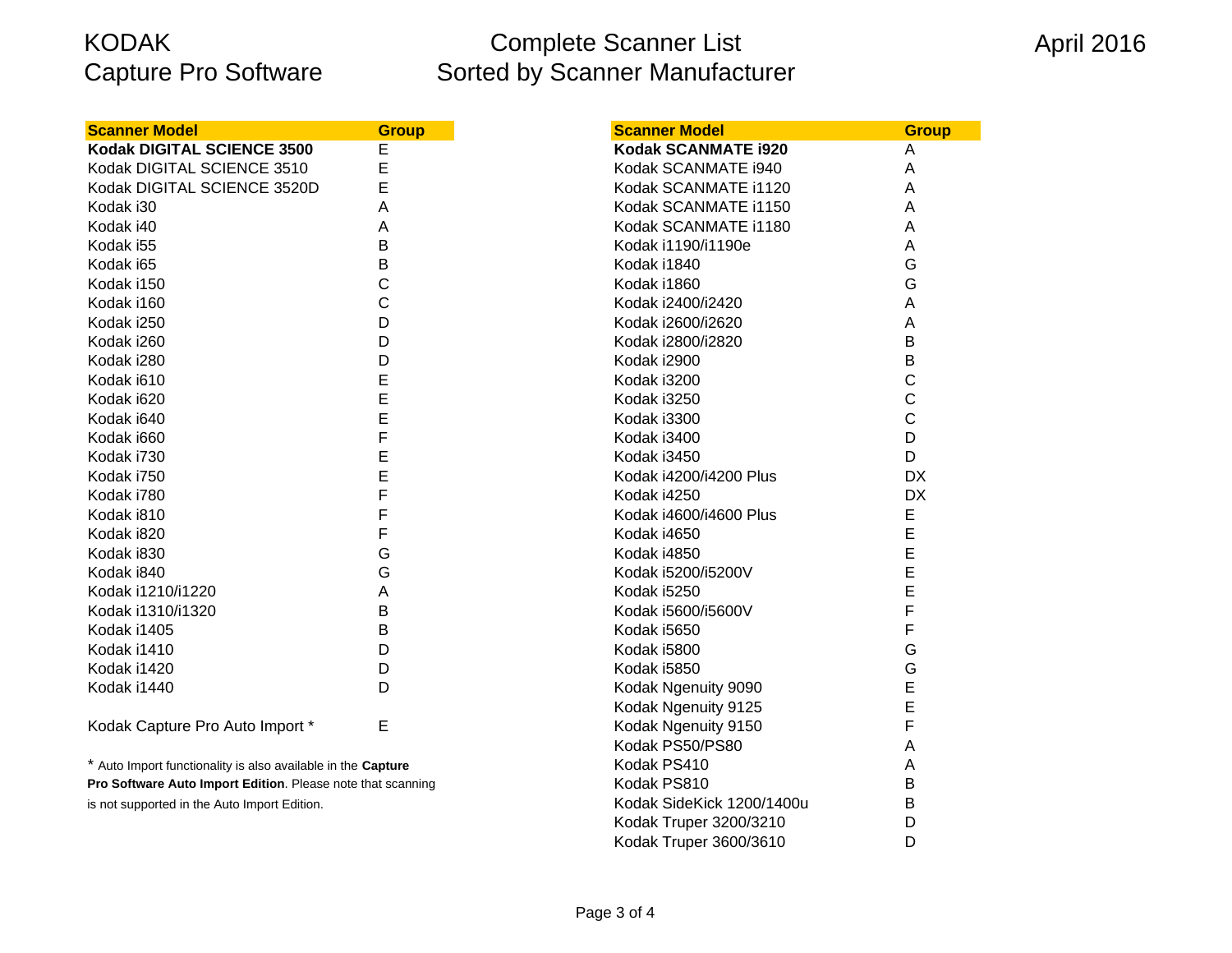# KODAK Capture Pro Software

# Complete Scanner List Sorted by Scanner Manufacturer

April 2016

| Scanner Model | Group |
|---|---|
| **Kodak DIGITAL SCIENCE 3500** | E |
| Kodak DIGITAL SCIENCE 3510 | E |
| Kodak DIGITAL SCIENCE 3520D | E |
| Kodak i30 | A |
| Kodak i40 | A |
| Kodak i55 | B |
| Kodak i65 | B |
| Kodak i150 | C |
| Kodak i160 | C |
| Kodak i250 | D |
| Kodak i260 | D |
| Kodak i280 | D |
| Kodak i610 | E |
| Kodak i620 | E |
| Kodak i640 | E |
| Kodak i660 | F |
| Kodak i730 | E |
| Kodak i750 | E |
| Kodak i780 | F |
| Kodak i810 | F |
| Kodak i820 | F |
| Kodak i830 | G |
| Kodak i840 | G |
| Kodak i1210/i1220 | A |
| Kodak i1310/i1320 | B |
| Kodak i1405 | B |
| Kodak i1410 | D |
| Kodak i1420 | D |
| Kodak i1440 | D |
| | |
| Kodak Capture Pro Auto Import * | E |

* Auto Import functionality is also available in the **Capture Pro Software Auto Import Edition**. Please note that scanning is not supported in the Auto Import Edition.

| Scanner Model | Group |
|---|---|
| **Kodak SCANMATE i920** | A |
| Kodak SCANMATE i940 | A |
| Kodak SCANMATE i1120 | A |
| Kodak SCANMATE i1150 | A |
| Kodak SCANMATE i1180 | A |
| Kodak i1190/i1190e | A |
| Kodak i1840 | G |
| Kodak i1860 | G |
| Kodak i2400/i2420 | A |
| Kodak i2600/i2620 | A |
| Kodak i2800/i2820 | B |
| Kodak i2900 | B |
| Kodak i3200 | C |
| Kodak i3250 | C |
| Kodak i3300 | C |
| Kodak i3400 | D |
| Kodak i3450 | D |
| Kodak i4200/i4200 Plus | DX |
| Kodak i4250 | DX |
| Kodak i4600/i4600 Plus | E |
| Kodak i4650 | E |
| Kodak i4850 | E |
| Kodak i5200/i5200V | E |
| Kodak i5250 | E |
| Kodak i5600/i5600V | F |
| Kodak i5650 | F |
| Kodak i5800 | G |
| Kodak i5850 | G |
| Kodak Ngenuity 9090 | E |
| Kodak Ngenuity 9125 | E |
| Kodak Ngenuity 9150 | F |
| Kodak PS50/PS80 | A |
| Kodak PS410 | A |
| Kodak PS810 | B |
| Kodak SideKick 1200/1400u | B |
| Kodak Truper 3200/3210 | D |
| Kodak Truper 3600/3610 | D |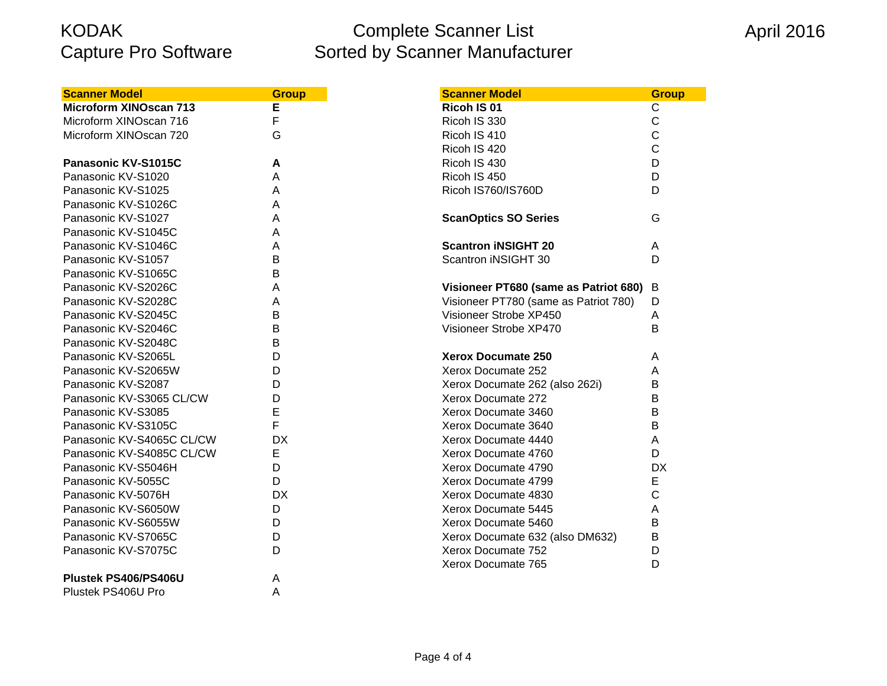KODAK
Capture Pro Software

Complete Scanner List
Sorted by Scanner Manufacturer

April 2016

| Scanner Model | Group |
| --- | --- |
| **Microform XINOscan 713** | **E** |
| Microform XINOscan 716 | F |
| Microform XINOscan 720 | G |
| | |
| **Panasonic KV-S1015C** | **A** |
| Panasonic KV-S1020 | A |
| Panasonic KV-S1025 | A |
| Panasonic KV-S1026C | A |
| Panasonic KV-S1027 | A |
| Panasonic KV-S1045C | A |
| Panasonic KV-S1046C | A |
| Panasonic KV-S1057 | B |
| Panasonic KV-S1065C | B |
| Panasonic KV-S2026C | A |
| Panasonic KV-S2028C | A |
| Panasonic KV-S2045C | B |
| Panasonic KV-S2046C | B |
| Panasonic KV-S2048C | B |
| Panasonic KV-S2065L | D |
| Panasonic KV-S2065W | D |
| Panasonic KV-S2087 | D |
| Panasonic KV-S3065 CL/CW | D |
| Panasonic KV-S3085 | E |
| Panasonic KV-S3105C | F |
| Panasonic KV-S4065C CL/CW | DX |
| Panasonic KV-S4085C CL/CW | E |
| Panasonic KV-S5046H | D |
| Panasonic KV-5055C | D |
| Panasonic KV-5076H | DX |
| Panasonic KV-S6050W | D |
| Panasonic KV-S6055W | D |
| Panasonic KV-S7065C | D |
| Panasonic KV-S7075C | D |
| | |
| **Plustek PS406/PS406U** | A |
| Plustek PS406U Pro | A |

| Scanner Model | Group |
| --- | --- |
| **Ricoh IS 01** | C |
| Ricoh IS 330 | C |
| Ricoh IS 410 | C |
| Ricoh IS 420 | C |
| Ricoh IS 430 | D |
| Ricoh IS 450 | D |
| Ricoh IS760/IS760D | D |
| | |
| **ScanOptics SO Series** | G |
| | |
| **Scantron iNSIGHT 20** | A |
| Scantron iNSIGHT 30 | D |
| | |
| **Visioneer PT680 (same as Patriot 680)** | B |
| Visioneer PT780 (same as Patriot 780) | D |
| Visioneer Strobe XP450 | A |
| Visioneer Strobe XP470 | B |
| | |
| **Xerox Documate 250** | A |
| Xerox Documate 252 | A |
| Xerox Documate 262 (also 262i) | B |
| Xerox Documate 272 | B |
| Xerox Documate 3460 | B |
| Xerox Documate 3640 | B |
| Xerox Documate 4440 | A |
| Xerox Documate 4760 | D |
| Xerox Documate 4790 | DX |
| Xerox Documate 4799 | E |
| Xerox Documate 4830 | C |
| Xerox Documate 5445 | A |
| Xerox Documate 5460 | B |
| Xerox Documate 632 (also DM632) | B |
| Xerox Documate 752 | D |
| Xerox Documate 765 | D |